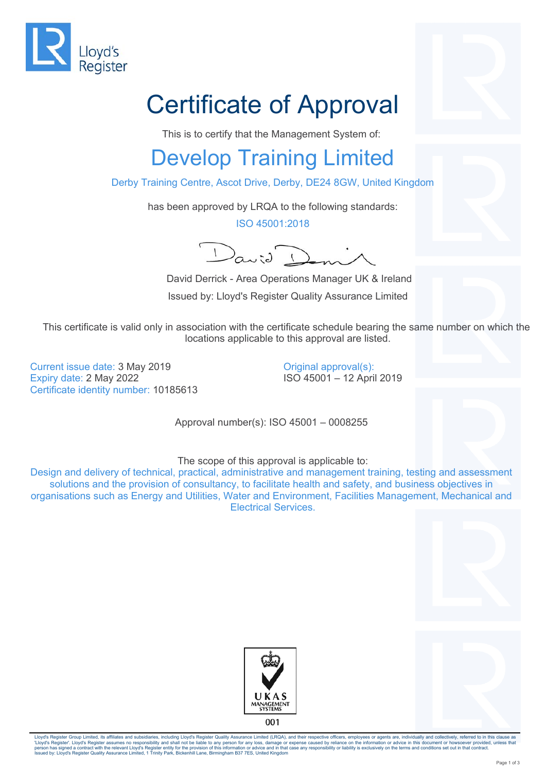Lloyd's Register

# Certificate of Approval

This is to certify that the Management System of:

## Develop Training Limited

Derby Training Centre, Ascot Drive, Derby, DE24 8GW, United Kingdom

has been approved by LRQA to the following standards:

ISO 45001:2018

David Derrick - Area Operations Manager UK & Ireland

Issued by: Lloyd's Register Quality Assurance Limited

This certificate is valid only in association with the certificate schedule bearing the same number on which the locations applicable to this approval are listed.

Current issue date: 3 May 2019
Expiry date: 2 May 2022
Certificate identity number: 10185613

Original approval(s):
ISO 45001 – 12 April 2019

Approval number(s): ISO 45001 – 0008255

The scope of this approval is applicable to:

Design and delivery of technical, practical, administrative and management training, testing and assessment solutions and the provision of consultancy, to facilitate health and safety, and business objectives in organisations such as Energy and Utilities, Water and Environment, Facilities Management, Mechanical and Electrical Services.

UKAS MANAGEMENT SYSTEMS
001

Lloyd's Register Group Limited, its affiliates and subsidiaries, including Lloyd's Register Quality Assurance Limited (LRQA), and their respective officers, employees or agents are, individually and collectively, referred to in this clause as 'Lloyd's Register'. Lloyd's Register assumes no responsibility and shall not be liable to any person for any loss, damage or expense caused by reliance on the information or advice in this document or howsoever provided, unless that person has signed a contract with the relevant Lloyd's Register entity for the provision of this information or advice and in that case any responsibility or liability is exclusively on the terms and conditions set out in that contract.
Issued by: Lloyd's Register Quality Assurance Limited, 1 Trinity Park, Bickenhill Lane, Birmingham B37 7ES, United Kingdom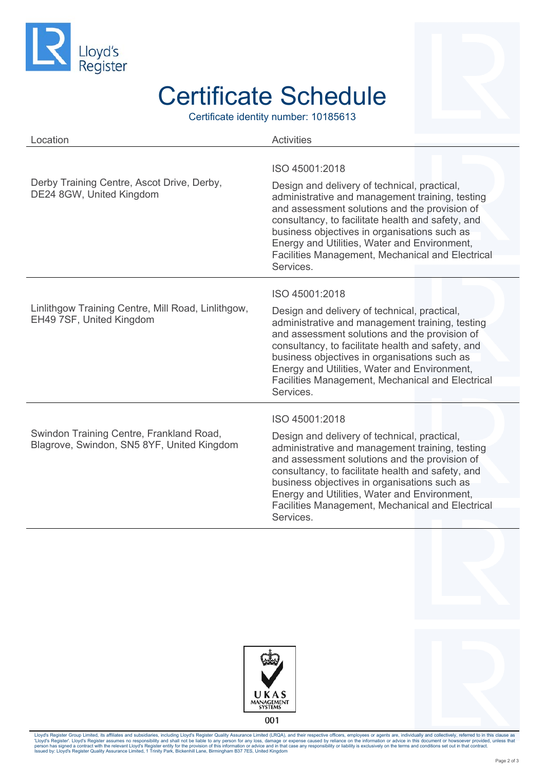# Certificate Schedule

Certificate identity number: 10185613

| Location | Activities |
| --- | --- |
| Derby Training Centre, Ascot Drive, Derby, DE24 8GW, United Kingdom | ISO 45001:2018<br><br>Design and delivery of technical, practical, administrative and management training, testing and assessment solutions and the provision of consultancy, to facilitate health and safety, and business objectives in organisations such as Energy and Utilities, Water and Environment, Facilities Management, Mechanical and Electrical Services. |
| Linlithgow Training Centre, Mill Road, Linlithgow, EH49 7SF, United Kingdom | ISO 45001:2018<br><br>Design and delivery of technical, practical, administrative and management training, testing and assessment solutions and the provision of consultancy, to facilitate health and safety, and business objectives in organisations such as Energy and Utilities, Water and Environment, Facilities Management, Mechanical and Electrical Services. |
| Swindon Training Centre, Frankland Road, Blagrove, Swindon, SN5 8YF, United Kingdom | ISO 45001:2018<br><br>Design and delivery of technical, practical, administrative and management training, testing and assessment solutions and the provision of consultancy, to facilitate health and safety, and business objectives in organisations such as Energy and Utilities, Water and Environment, Facilities Management, Mechanical and Electrical Services. |

UKAS MANAGEMENT SYSTEMS

001

Lloyd's Register Group Limited, its affiliates and subsidiaries, including Lloyd's Register Quality Assurance Limited (LRQA), and their respective officers, employees or agents are, individually and collectively, referred to in this clause as 'Lloyd's Register'. Lloyd's Register assumes no responsibility and shall not be liable to any person for any loss, damage or expense caused by reliance on the information or advice in this document or howsoever provided, unless that person has signed a contract with the relevant Lloyd's Register entity for the provision of this information or advice and in that case any responsibility or liability is exclusively on the terms and conditions set out in that contract.
Issued by: Lloyd's Register Quality Assurance Limited, 1 Trinity Park, Bickenhill Lane, Birmingham B37 7ES, United Kingdom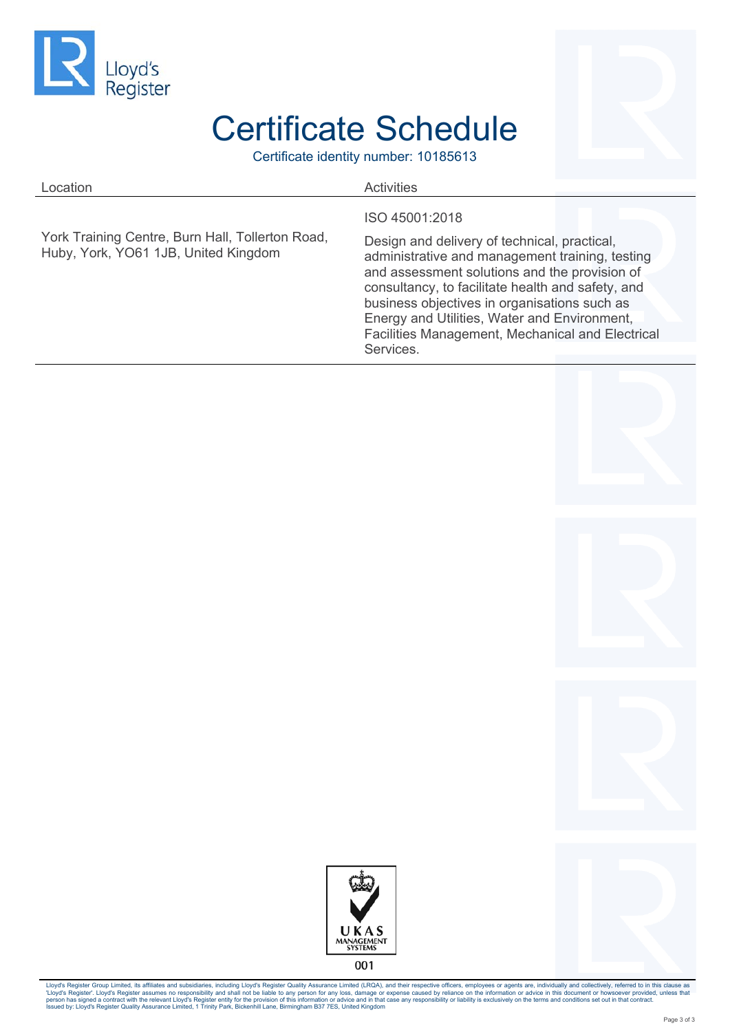Lloyd's Register

# Certificate Schedule

Certificate identity number: 10185613

| Location | Activities |
| --- | --- |
| York Training Centre, Burn Hall, Tollerton Road, Huby, York, YO61 1JB, United Kingdom | ISO 45001:2018<br><br>Design and delivery of technical, practical, administrative and management training, testing and assessment solutions and the provision of consultancy, to facilitate health and safety, and business objectives in organisations such as Energy and Utilities, Water and Environment, Facilities Management, Mechanical and Electrical Services. |

UKAS MANAGEMENT SYSTEMS

001

Lloyd's Register Group Limited, its affiliates and subsidiaries, including Lloyd's Register Quality Assurance Limited (LRQA), and their respective officers, employees or agents are, individually and collectively, referred to in this clause as 'Lloyd's Register'. Lloyd's Register assumes no responsibility and shall not be liable to any person for any loss, damage or expense caused by reliance on the information or advice in this document or howsoever provided, unless that person has signed a contract with the relevant Lloyd's Register entity for the provision of this information or advice and in that case any responsibility or liability is exclusively on the terms and conditions set out in that contract.
Issued by: Lloyd's Register Quality Assurance Limited, 1 Trinity Park, Bickenhill Lane, Birmingham B37 7ES, United Kingdom